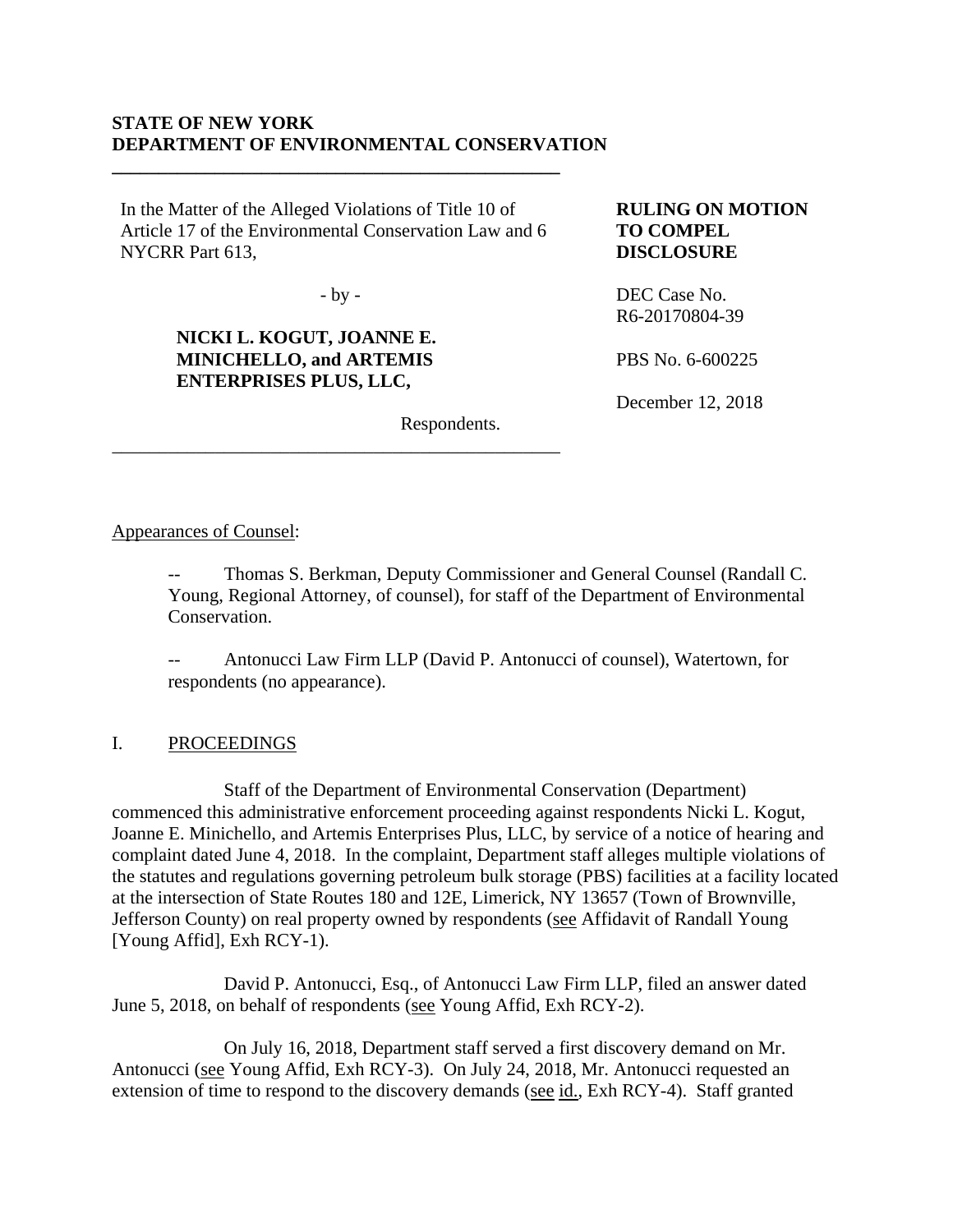**STATE OF NEW YORK**
**DEPARTMENT OF ENVIRONMENTAL CONSERVATION**

In the Matter of the Alleged Violations of Title 10 of Article 17 of the Environmental Conservation Law and 6 NYCRR Part 613,

- by -

**NICKI L. KOGUT, JOANNE E. MINICHELLO, and ARTEMIS ENTERPRISES PLUS, LLC,**

Respondents.

**RULING ON MOTION TO COMPEL DISCLOSURE**

DEC Case No. R6-20170804-39

PBS No. 6-600225

December 12, 2018

Appearances of Counsel:

-- Thomas S. Berkman, Deputy Commissioner and General Counsel (Randall C. Young, Regional Attorney, of counsel), for staff of the Department of Environmental Conservation.

-- Antonucci Law Firm LLP (David P. Antonucci of counsel), Watertown, for respondents (no appearance).

## I. PROCEEDINGS

Staff of the Department of Environmental Conservation (Department) commenced this administrative enforcement proceeding against respondents Nicki L. Kogut, Joanne E. Minichello, and Artemis Enterprises Plus, LLC, by service of a notice of hearing and complaint dated June 4, 2018. In the complaint, Department staff alleges multiple violations of the statutes and regulations governing petroleum bulk storage (PBS) facilities at a facility located at the intersection of State Routes 180 and 12E, Limerick, NY 13657 (Town of Brownville, Jefferson County) on real property owned by respondents (see Affidavit of Randall Young [Young Affid], Exh RCY-1).

David P. Antonucci, Esq., of Antonucci Law Firm LLP, filed an answer dated June 5, 2018, on behalf of respondents (see Young Affid, Exh RCY-2).

On July 16, 2018, Department staff served a first discovery demand on Mr. Antonucci (see Young Affid, Exh RCY-3). On July 24, 2018, Mr. Antonucci requested an extension of time to respond to the discovery demands (see id., Exh RCY-4). Staff granted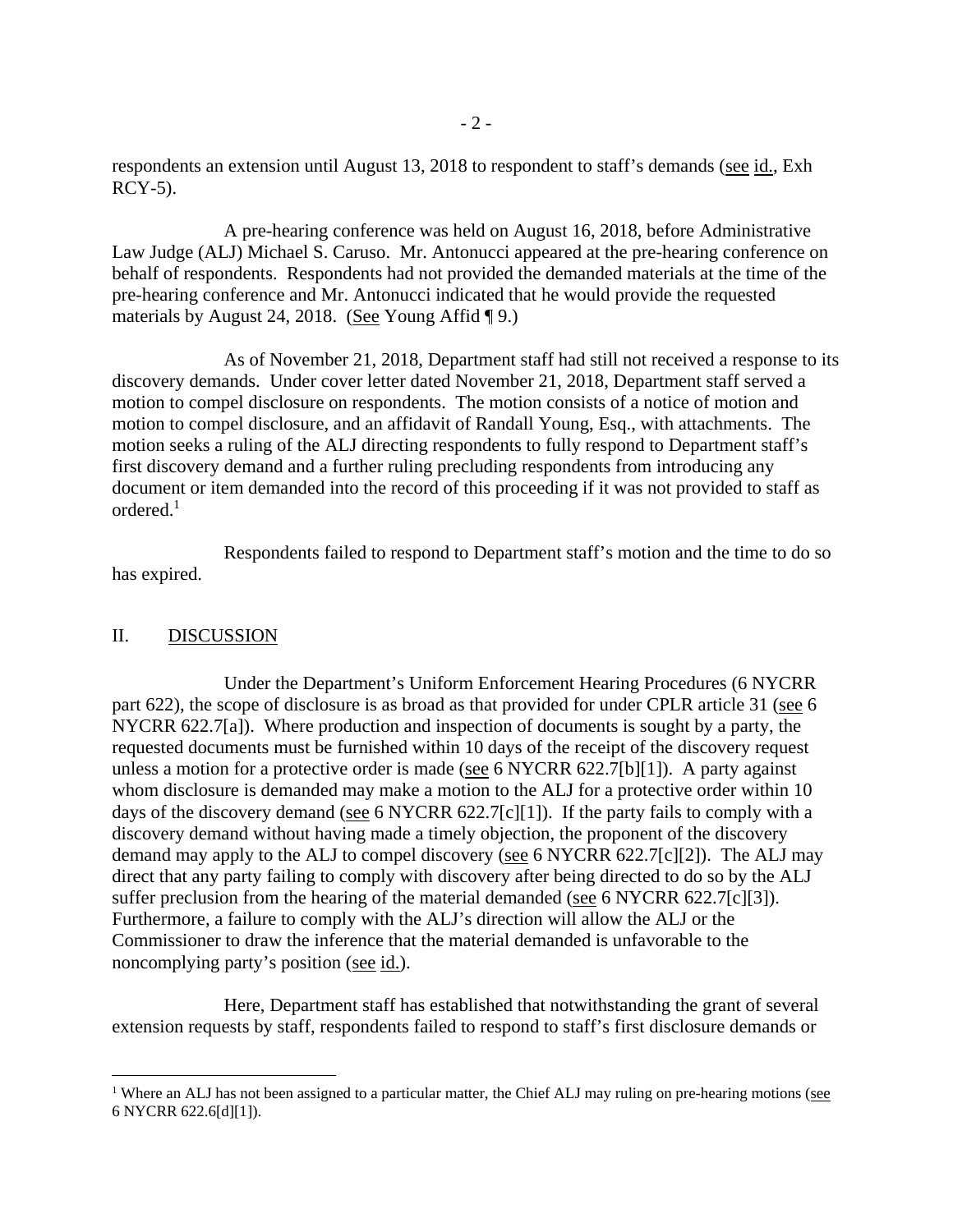respondents an extension until August 13, 2018 to respondent to staff's demands (see id., Exh RCY-5).

A pre-hearing conference was held on August 16, 2018, before Administrative Law Judge (ALJ) Michael S. Caruso. Mr. Antonucci appeared at the pre-hearing conference on behalf of respondents. Respondents had not provided the demanded materials at the time of the pre-hearing conference and Mr. Antonucci indicated that he would provide the requested materials by August 24, 2018. (See Young Affid ¶ 9.)

As of November 21, 2018, Department staff had still not received a response to its discovery demands. Under cover letter dated November 21, 2018, Department staff served a motion to compel disclosure on respondents. The motion consists of a notice of motion and motion to compel disclosure, and an affidavit of Randall Young, Esq., with attachments. The motion seeks a ruling of the ALJ directing respondents to fully respond to Department staff's first discovery demand and a further ruling precluding respondents from introducing any document or item demanded into the record of this proceeding if it was not provided to staff as ordered.[1]

Respondents failed to respond to Department staff's motion and the time to do so has expired.

## II. DISCUSSION

Under the Department's Uniform Enforcement Hearing Procedures (6 NYCRR part 622), the scope of disclosure is as broad as that provided for under CPLR article 31 (see 6 NYCRR 622.7[a]). Where production and inspection of documents is sought by a party, the requested documents must be furnished within 10 days of the receipt of the discovery request unless a motion for a protective order is made (see 6 NYCRR 622.7[b][1]). A party against whom disclosure is demanded may make a motion to the ALJ for a protective order within 10 days of the discovery demand (see 6 NYCRR 622.7[c][1]). If the party fails to comply with a discovery demand without having made a timely objection, the proponent of the discovery demand may apply to the ALJ to compel discovery (see 6 NYCRR 622.7[c][2]). The ALJ may direct that any party failing to comply with discovery after being directed to do so by the ALJ suffer preclusion from the hearing of the material demanded (see 6 NYCRR 622.7[c][3]). Furthermore, a failure to comply with the ALJ's direction will allow the ALJ or the Commissioner to draw the inference that the material demanded is unfavorable to the noncomplying party's position (see id.).

Here, Department staff has established that notwithstanding the grant of several extension requests by staff, respondents failed to respond to staff's first disclosure demands or

[1] Where an ALJ has not been assigned to a particular matter, the Chief ALJ may ruling on pre-hearing motions (see 6 NYCRR 622.6[d][1]).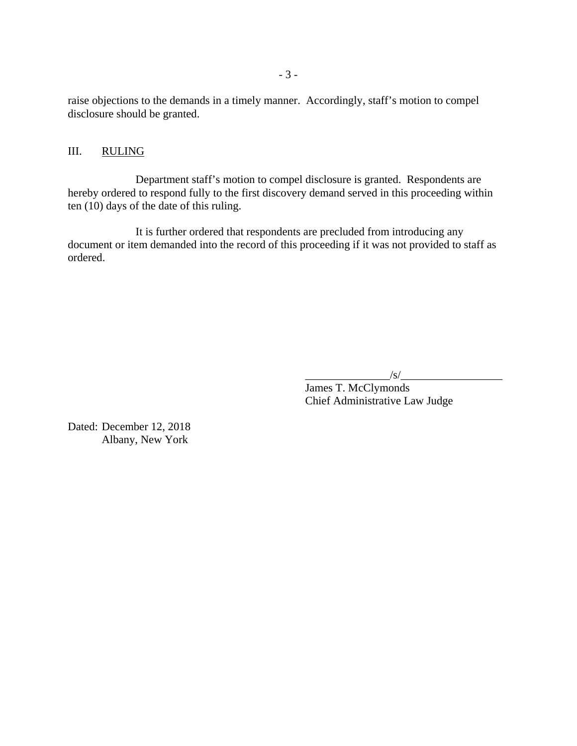raise objections to the demands in a timely manner. Accordingly, staff's motion to compel disclosure should be granted.

## III. RULING

Department staff's motion to compel disclosure is granted. Respondents are hereby ordered to respond fully to the first discovery demand served in this proceeding within ten (10) days of the date of this ruling.

It is further ordered that respondents are precluded from introducing any document or item demanded into the record of this proceeding if it was not provided to staff as ordered.

_______________/s/__________________
James T. McClymonds
Chief Administrative Law Judge

Dated: December 12, 2018
Albany, New York